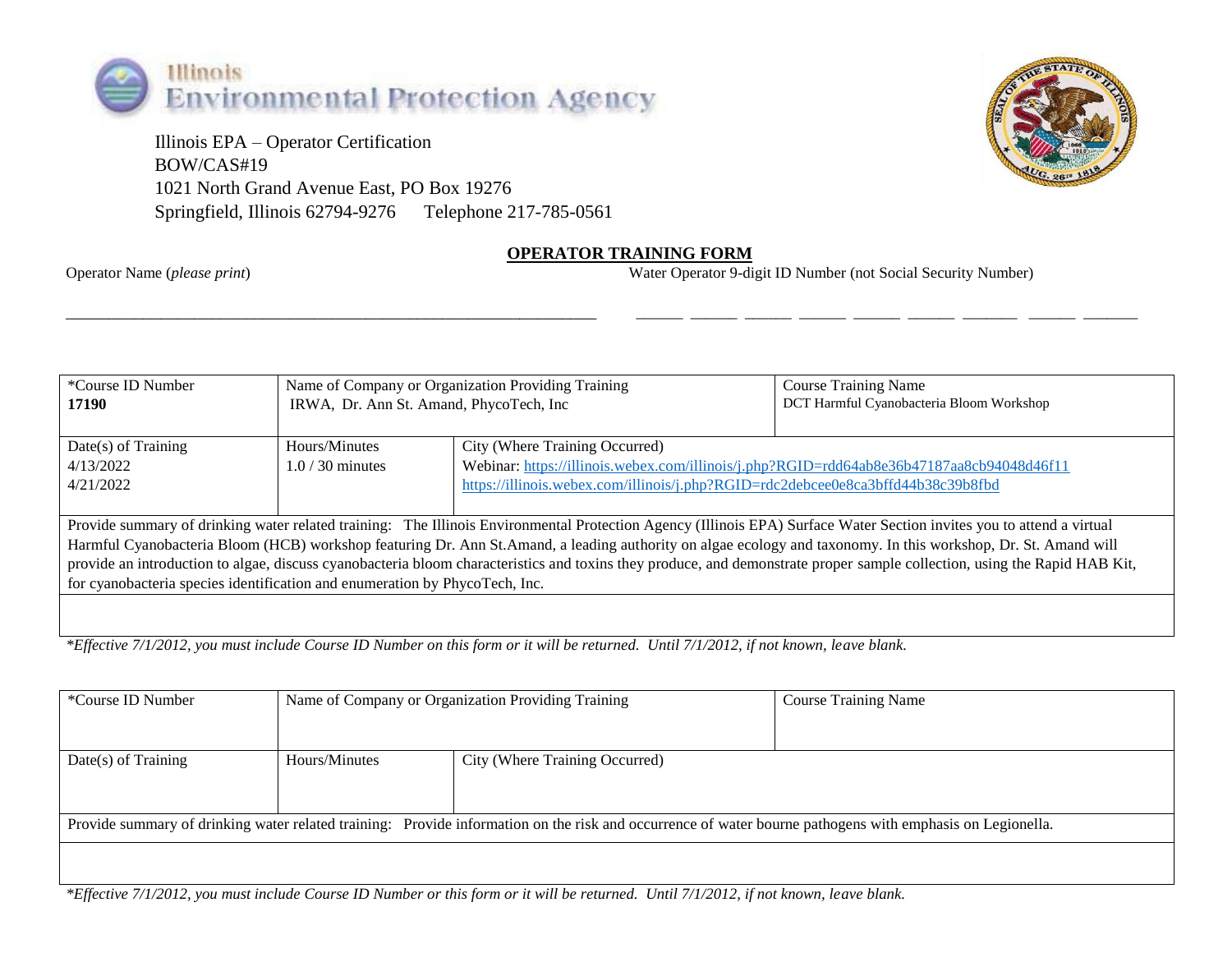Illinois Environmental Protection Agency

Illinois EPA – Operator Certification
BOW/CAS#19
1021 North Grand Avenue East, PO Box 19276
Springfield, Illinois 62794-9276  Telephone 217-785-0561

## OPERATOR TRAINING FORM

Operator Name (*please print*)  Water Operator 9-digit ID Number (not Social Security Number)

___________________________________________________________  ___ ___ ___ ___ ___ ___ ___ ___ ___

| *Course ID Number<br>**17190** | Name of Company or Organization Providing Training<br>IRWA, Dr. Ann St. Amand, PhycoTech, Inc | | Course Training Name<br>DCT Harmful Cyanobacteria Bloom Workshop |
|---|---|---|---|
| Date(s) of Training<br>4/13/2022<br>4/21/2022 | Hours/Minutes<br>1.0 / 30 minutes | City (Where Training Occurred)<br>Webinar: https://illinois.webex.com/illinois/j.php?RGID=rdd64ab8e36b47187aa8cb94048d46f11<br>https://illinois.webex.com/illinois/j.php?RGID=rdc2debcee0e8ca3bffd44b38c39b8fbd | |
| Provide summary of drinking water related training: The Illinois Environmental Protection Agency (Illinois EPA) Surface Water Section invites you to attend a virtual Harmful Cyanobacteria Bloom (HCB) workshop featuring Dr. Ann St.Amand, a leading authority on algae ecology and taxonomy. In this workshop, Dr. St. Amand will provide an introduction to algae, discuss cyanobacteria bloom characteristics and toxins they produce, and demonstrate proper sample collection, using the Rapid HAB Kit, for cyanobacteria species identification and enumeration by PhycoTech, Inc. | | | |
| | | | |

**Effective 7/1/2012, you must include Course ID Number on this form or it will be returned. Until 7/1/2012, if not known, leave blank.*

| *Course ID Number | Name of Company or Organization Providing Training | | Course Training Name |
|---|---|---|---|
| Date(s) of Training | Hours/Minutes | City (Where Training Occurred) | |
| Provide summary of drinking water related training: Provide information on the risk and occurrence of water bourne pathogens with emphasis on Legionella. | | | |
| | | | |

**Effective 7/1/2012, you must include Course ID Number or this form or it will be returned. Until 7/1/2012, if not known, leave blank.*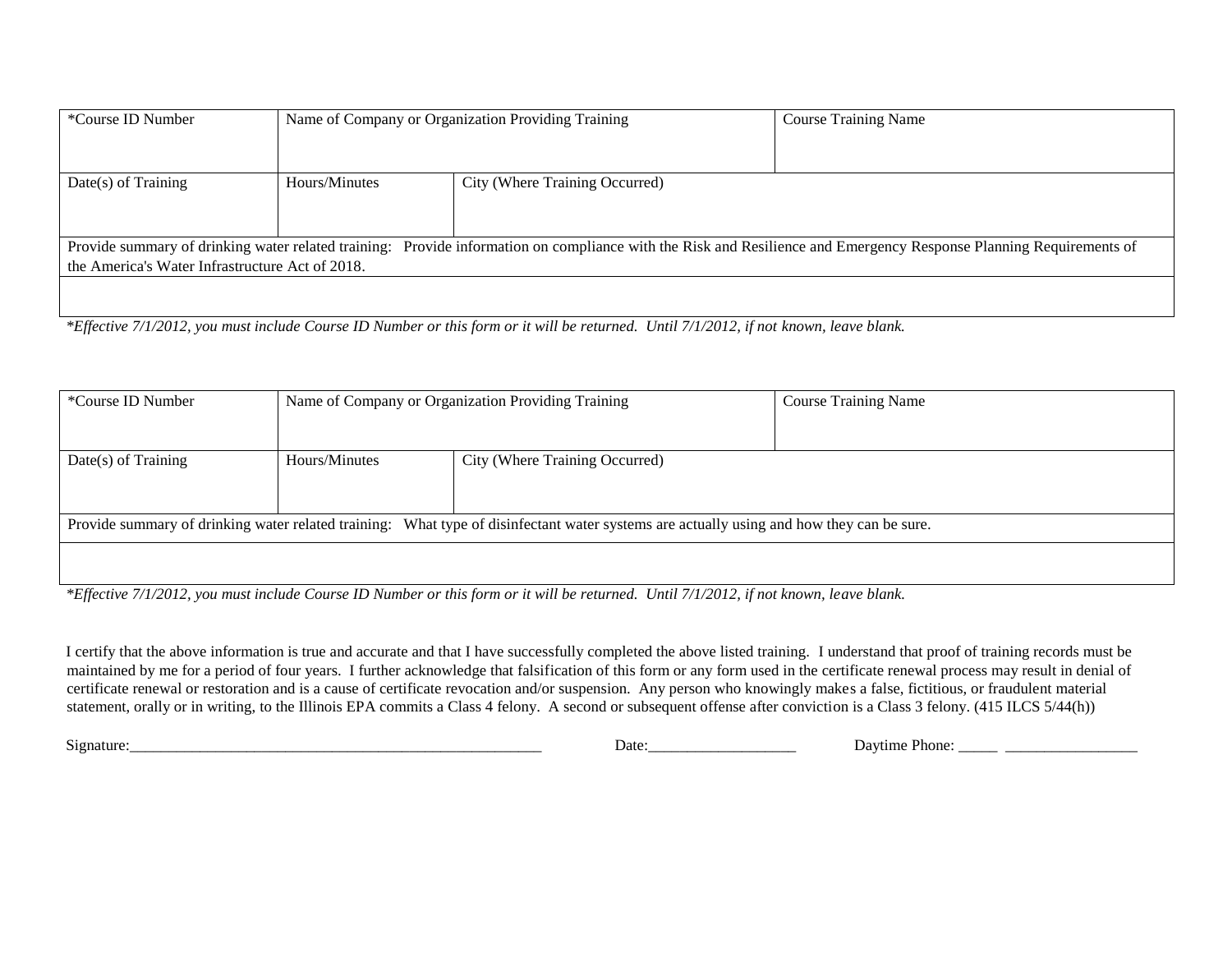| *Course ID Number | Name of Company or Organization Providing Training | | Course Training Name |
|---|---|---|---|
| Date(s) of Training | Hours/Minutes | City (Where Training Occurred) | |
| Provide summary of drinking water related training: Provide information on compliance with the Risk and Resilience and Emergency Response Planning Requirements of the America's Water Infrastructure Act of 2018. | | | |
| | | | |

*\*Effective 7/1/2012, you must include Course ID Number or this form or it will be returned. Until 7/1/2012, if not known, leave blank.*

| *Course ID Number | Name of Company or Organization Providing Training | | Course Training Name |
|---|---|---|---|
| Date(s) of Training | Hours/Minutes | City (Where Training Occurred) | |
| Provide summary of drinking water related training: What type of disinfectant water systems are actually using and how they can be sure. | | | |
| | | | |

*\*Effective 7/1/2012, you must include Course ID Number or this form or it will be returned. Until 7/1/2012, if not known, leave blank.*

I certify that the above information is true and accurate and that I have successfully completed the above listed training. I understand that proof of training records must be maintained by me for a period of four years. I further acknowledge that falsification of this form or any form used in the certificate renewal process may result in denial of certificate renewal or restoration and is a cause of certificate revocation and/or suspension. Any person who knowingly makes a false, fictitious, or fraudulent material statement, orally or in writing, to the Illinois EPA commits a Class 4 felony. A second or subsequent offense after conviction is a Class 3 felony. (415 ILCS 5/44(h))

Signature:_______________________________________________________ Date:___________________ Daytime Phone: _____ _________________